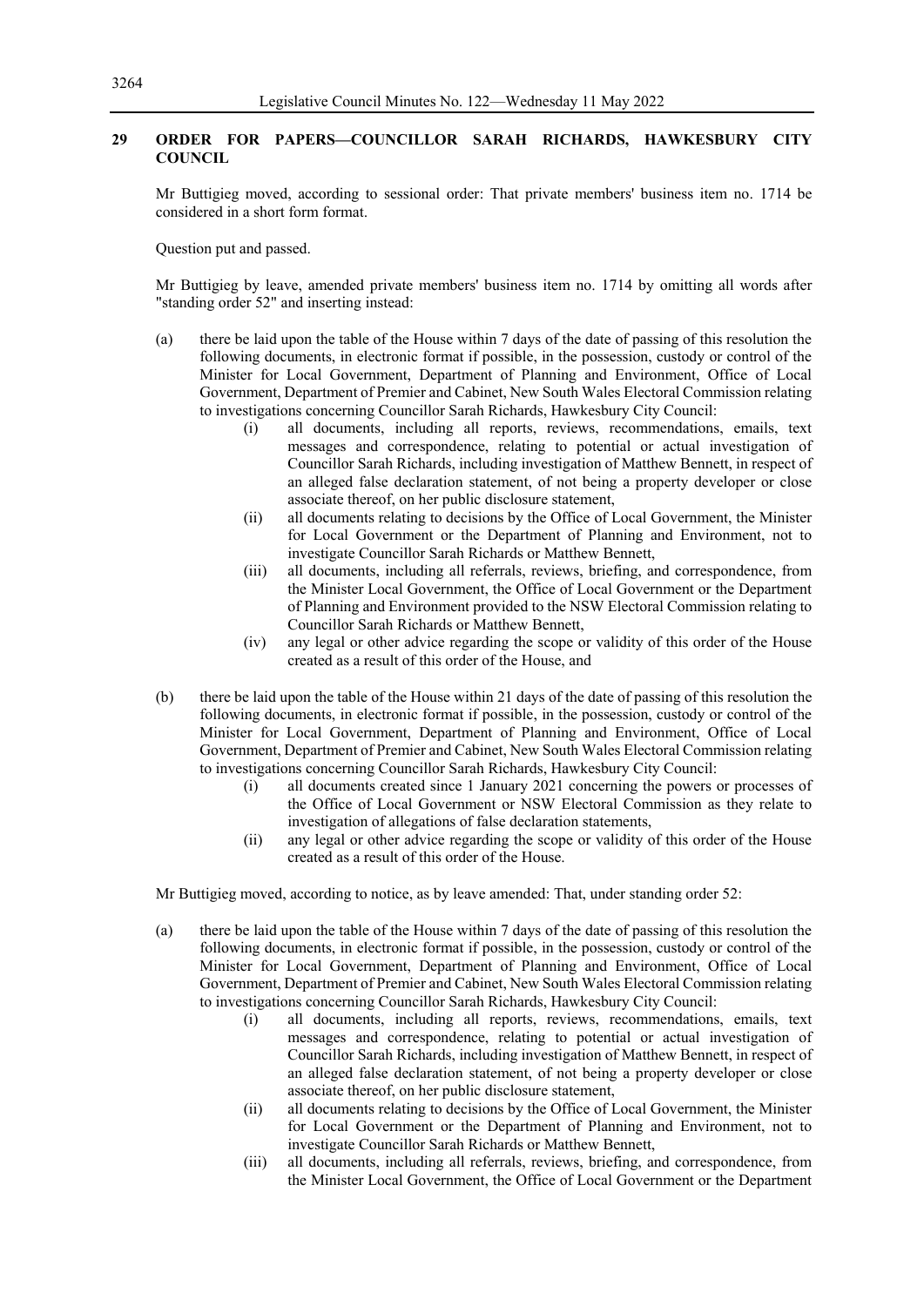## 29 ORDER FOR PAPERS—COUNCILLOR SARAH RICHARDS, HAWKESBURY CITY COUNCIL

Mr Buttigieg moved, according to sessional order: That private members' business item no. 1714 be considered in a short form format.

Question put and passed.

Mr Buttigieg by leave, amended private members' business item no. 1714 by omitting all words after "standing order 52" and inserting instead:

(a) there be laid upon the table of the House within 7 days of the date of passing of this resolution the following documents, in electronic format if possible, in the possession, custody or control of the Minister for Local Government, Department of Planning and Environment, Office of Local Government, Department of Premier and Cabinet, New South Wales Electoral Commission relating to investigations concerning Councillor Sarah Richards, Hawkesbury City Council:
   - (i) all documents, including all reports, reviews, recommendations, emails, text messages and correspondence, relating to potential or actual investigation of Councillor Sarah Richards, including investigation of Matthew Bennett, in respect of an alleged false declaration statement, of not being a property developer or close associate thereof, on her public disclosure statement,
   - (ii) all documents relating to decisions by the Office of Local Government, the Minister for Local Government or the Department of Planning and Environment, not to investigate Councillor Sarah Richards or Matthew Bennett,
   - (iii) all documents, including all referrals, reviews, briefing, and correspondence, from the Minister Local Government, the Office of Local Government or the Department of Planning and Environment provided to the NSW Electoral Commission relating to Councillor Sarah Richards or Matthew Bennett,
   - (iv) any legal or other advice regarding the scope or validity of this order of the House created as a result of this order of the House, and

(b) there be laid upon the table of the House within 21 days of the date of passing of this resolution the following documents, in electronic format if possible, in the possession, custody or control of the Minister for Local Government, Department of Planning and Environment, Office of Local Government, Department of Premier and Cabinet, New South Wales Electoral Commission relating to investigations concerning Councillor Sarah Richards, Hawkesbury City Council:
   - (i) all documents created since 1 January 2021 concerning the powers or processes of the Office of Local Government or NSW Electoral Commission as they relate to investigation of allegations of false declaration statements,
   - (ii) any legal or other advice regarding the scope or validity of this order of the House created as a result of this order of the House.

Mr Buttigieg moved, according to notice, as by leave amended: That, under standing order 52:

(a) there be laid upon the table of the House within 7 days of the date of passing of this resolution the following documents, in electronic format if possible, in the possession, custody or control of the Minister for Local Government, Department of Planning and Environment, Office of Local Government, Department of Premier and Cabinet, New South Wales Electoral Commission relating to investigations concerning Councillor Sarah Richards, Hawkesbury City Council:
   - (i) all documents, including all reports, reviews, recommendations, emails, text messages and correspondence, relating to potential or actual investigation of Councillor Sarah Richards, including investigation of Matthew Bennett, in respect of an alleged false declaration statement, of not being a property developer or close associate thereof, on her public disclosure statement,
   - (ii) all documents relating to decisions by the Office of Local Government, the Minister for Local Government or the Department of Planning and Environment, not to investigate Councillor Sarah Richards or Matthew Bennett,
   - (iii) all documents, including all referrals, reviews, briefing, and correspondence, from the Minister Local Government, the Office of Local Government or the Department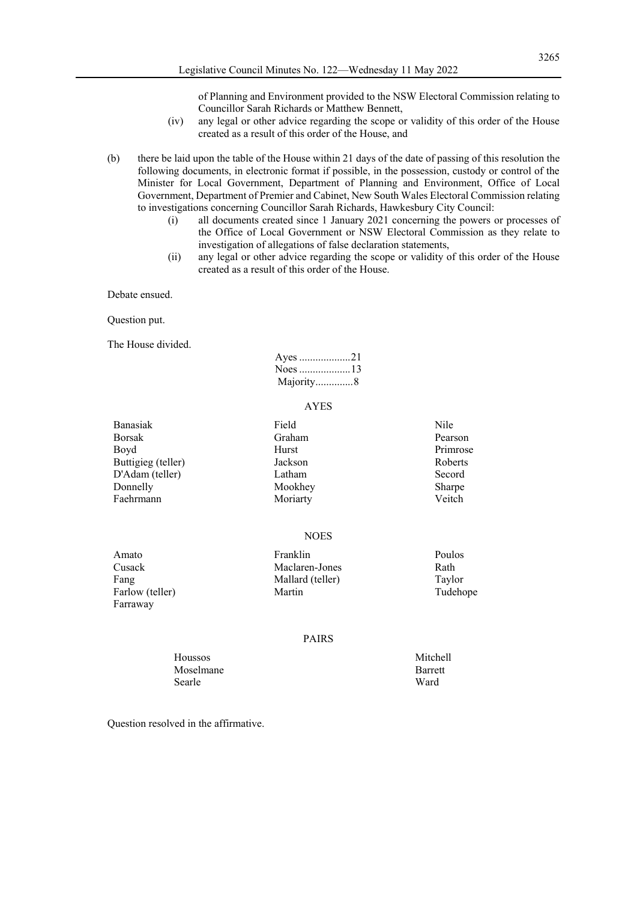of Planning and Environment provided to the NSW Electoral Commission relating to Councillor Sarah Richards or Matthew Bennett,

(iv) any legal or other advice regarding the scope or validity of this order of the House created as a result of this order of the House, and

(b) there be laid upon the table of the House within 21 days of the date of passing of this resolution the following documents, in electronic format if possible, in the possession, custody or control of the Minister for Local Government, Department of Planning and Environment, Office of Local Government, Department of Premier and Cabinet, New South Wales Electoral Commission relating to investigations concerning Councillor Sarah Richards, Hawkesbury City Council:

(i) all documents created since 1 January 2021 concerning the powers or processes of the Office of Local Government or NSW Electoral Commission as they relate to investigation of allegations of false declaration statements,

(ii) any legal or other advice regarding the scope or validity of this order of the House created as a result of this order of the House.

Debate ensued.

Question put.

The House divided.

Ayes ...................21
Noes ...................13
Majority..............8

AYES

| | | |
|---|---|---|
| Banasiak | Field | Nile |
| Borsak | Graham | Pearson |
| Boyd | Hurst | Primrose |
| Buttigieg (teller) | Jackson | Roberts |
| D'Adam (teller) | Latham | Secord |
| Donnelly | Mookhey | Sharpe |
| Faehrmann | Moriarty | Veitch |

NOES

| | | |
|---|---|---|
| Amato | Franklin | Poulos |
| Cusack | Maclaren-Jones | Rath |
| Fang | Mallard (teller) | Taylor |
| Farlow (teller) | Martin | Tudehope |
| Farraway | | |

PAIRS

| | |
|---|---|
| Houssos | Mitchell |
| Moselmane | Barrett |
| Searle | Ward |

Question resolved in the affirmative.